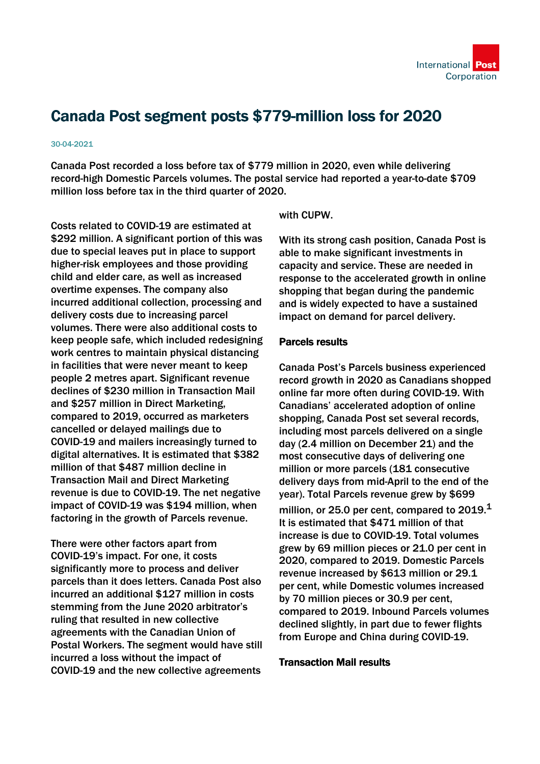# Canada Post segment posts $779-million loss for 2020

30-04-2021

Canada Post recorded a loss before tax of $779 million in 2020, even while delivering record-high Domestic Parcels volumes. The postal service had reported a year-to-date $709 million loss before tax in the third quarter of 2020.

Costs related to COVID-19 are estimated at $292 million. A significant portion of this was due to special leaves put in place to support higher-risk employees and those providing child and elder care, as well as increased overtime expenses. The company also incurred additional collection, processing and delivery costs due to increasing parcel volumes. There were also additional costs to keep people safe, which included redesigning work centres to maintain physical distancing in facilities that were never meant to keep people 2 metres apart. Significant revenue declines of $230 million in Transaction Mail and $257 million in Direct Marketing, compared to 2019, occurred as marketers cancelled or delayed mailings due to COVID-19 and mailers increasingly turned to digital alternatives. It is estimated that $382 million of that $487 million decline in Transaction Mail and Direct Marketing revenue is due to COVID-19. The net negative impact of COVID-19 was $194 million, when factoring in the growth of Parcels revenue.

There were other factors apart from COVID-19's impact. For one, it costs significantly more to process and deliver parcels than it does letters. Canada Post also incurred an additional $127 million in costs stemming from the June 2020 arbitrator's ruling that resulted in new collective agreements with the Canadian Union of Postal Workers. The segment would have still incurred a loss without the impact of COVID-19 and the new collective agreements with CUPW.

With its strong cash position, Canada Post is able to make significant investments in capacity and service. These are needed in response to the accelerated growth in online shopping that began during the pandemic and is widely expected to have a sustained impact on demand for parcel delivery.

**Parcels results**

Canada Post's Parcels business experienced record growth in 2020 as Canadians shopped online far more often during COVID-19. With Canadians' accelerated adoption of online shopping, Canada Post set several records, including most parcels delivered on a single day (2.4 million on December 21) and the most consecutive days of delivering one million or more parcels (181 consecutive delivery days from mid-April to the end of the year). Total Parcels revenue grew by $699 million, or 25.0 per cent, compared to 2019.[1] It is estimated that $471 million of that increase is due to COVID-19. Total volumes grew by 69 million pieces or 21.0 per cent in 2020, compared to 2019. Domestic Parcels revenue increased by $613 million or 29.1 per cent, while Domestic volumes increased by 70 million pieces or 30.9 per cent, compared to 2019. Inbound Parcels volumes declined slightly, in part due to fewer flights from Europe and China during COVID-19.

**Transaction Mail results**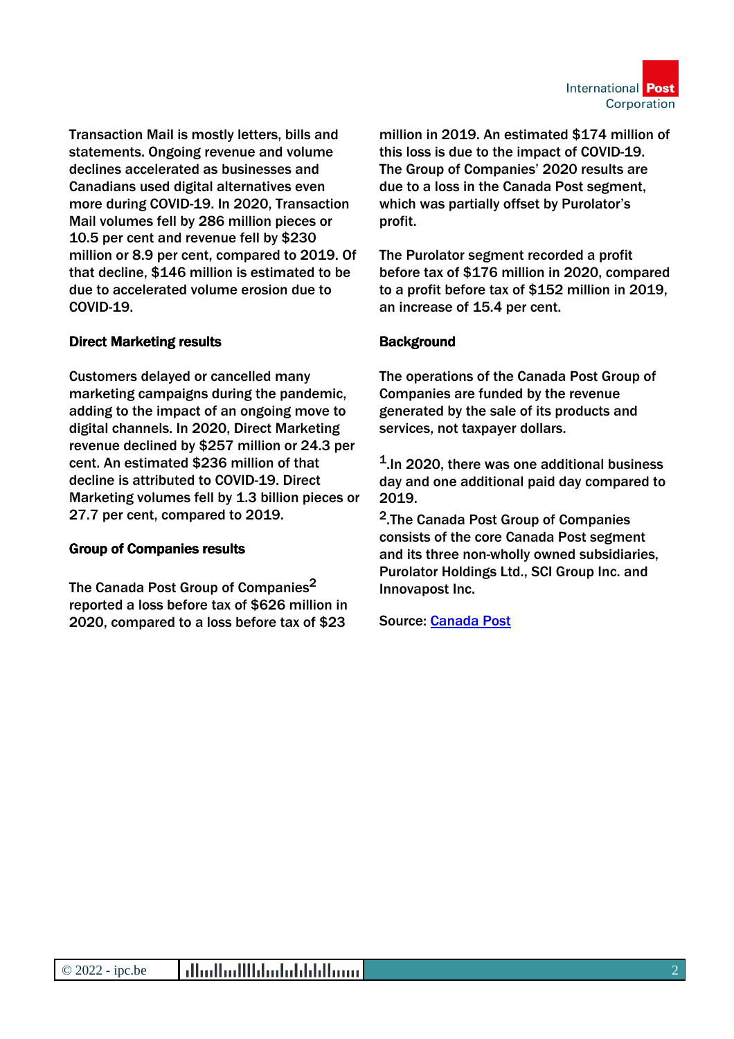Transaction Mail is mostly letters, bills and statements. Ongoing revenue and volume declines accelerated as businesses and Canadians used digital alternatives even more during COVID-19. In 2020, Transaction Mail volumes fell by 286 million pieces or 10.5 per cent and revenue fell by $230 million or 8.9 per cent, compared to 2019. Of that decline, $146 million is estimated to be due to accelerated volume erosion due to COVID-19.

**Direct Marketing results**

Customers delayed or cancelled many marketing campaigns during the pandemic, adding to the impact of an ongoing move to digital channels. In 2020, Direct Marketing revenue declined by $257 million or 24.3 per cent. An estimated $236 million of that decline is attributed to COVID-19. Direct Marketing volumes fell by 1.3 billion pieces or 27.7 per cent, compared to 2019.

**Group of Companies results**

The Canada Post Group of Companies[2] reported a loss before tax of $626 million in 2020, compared to a loss before tax of $23 million in 2019. An estimated $174 million of this loss is due to the impact of COVID-19. The Group of Companies' 2020 results are due to a loss in the Canada Post segment, which was partially offset by Purolator's profit.

The Purolator segment recorded a profit before tax of $176 million in 2020, compared to a profit before tax of $152 million in 2019, an increase of 15.4 per cent.

**Background**

The operations of the Canada Post Group of Companies are funded by the revenue generated by the sale of its products and services, not taxpayer dollars.

[1].In 2020, there was one additional business day and one additional paid day compared to 2019.

[2].The Canada Post Group of Companies consists of the core Canada Post segment and its three non-wholly owned subsidiaries, Purolator Holdings Ltd., SCI Group Inc. and Innovapost Inc.

Source: Canada Post